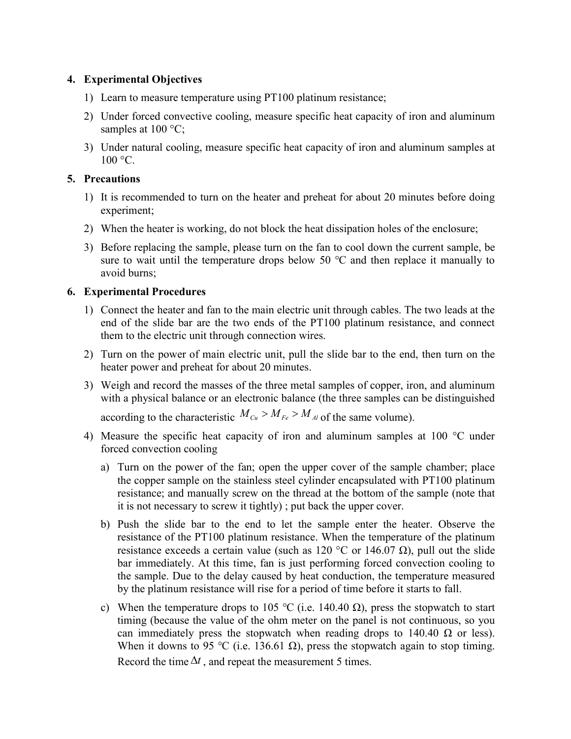## 4. Experimental Objectives

1) Learn to measure temperature using PT100 platinum resistance;
2) Under forced convective cooling, measure specific heat capacity of iron and aluminum samples at 100 °C;
3) Under natural cooling, measure specific heat capacity of iron and aluminum samples at 100 °C.

## 5. Precautions

1) It is recommended to turn on the heater and preheat for about 20 minutes before doing experiment;
2) When the heater is working, do not block the heat dissipation holes of the enclosure;
3) Before replacing the sample, please turn on the fan to cool down the current sample, be sure to wait until the temperature drops below 50 ℃ and then replace it manually to avoid burns;

## 6. Experimental Procedures

1) Connect the heater and fan to the main electric unit through cables. The two leads at the end of the slide bar are the two ends of the PT100 platinum resistance, and connect them to the electric unit through connection wires.
2) Turn on the power of main electric unit, pull the slide bar to the end, then turn on the heater power and preheat for about 20 minutes.
3) Weigh and record the masses of the three metal samples of copper, iron, and aluminum with a physical balance or an electronic balance (the three samples can be distinguished according to the characteristic $M_{Cu} > M_{Fe} > M_{Al}$ of the same volume).
4) Measure the specific heat capacity of iron and aluminum samples at 100 °C under forced convection cooling
   a) Turn on the power of the fan; open the upper cover of the sample chamber; place the copper sample on the stainless steel cylinder encapsulated with PT100 platinum resistance; and manually screw on the thread at the bottom of the sample (note that it is not necessary to screw it tightly) ; put back the upper cover.
   b) Push the slide bar to the end to let the sample enter the heater. Observe the resistance of the PT100 platinum resistance. When the temperature of the platinum resistance exceeds a certain value (such as 120 °C or 146.07 Ω), pull out the slide bar immediately. At this time, fan is just performing forced convection cooling to the sample. Due to the delay caused by heat conduction, the temperature measured by the platinum resistance will rise for a period of time before it starts to fall.
   c) When the temperature drops to 105 ℃ (i.e. 140.40 Ω), press the stopwatch to start timing (because the value of the ohm meter on the panel is not continuous, so you can immediately press the stopwatch when reading drops to 140.40 Ω or less). When it downs to 95 ℃ (i.e. 136.61 Ω), press the stopwatch again to stop timing. Record the time $\Delta t$ , and repeat the measurement 5 times.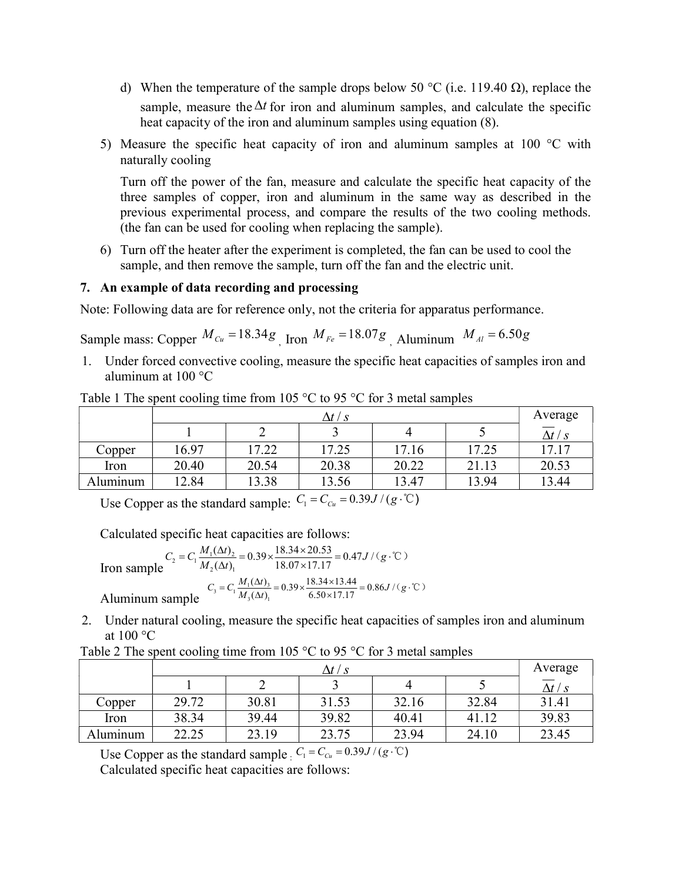d) When the temperature of the sample drops below 50 °C (i.e. 119.40 Ω), replace the sample, measure the $\Delta t$ for iron and aluminum samples, and calculate the specific heat capacity of the iron and aluminum samples using equation (8).

5) Measure the specific heat capacity of iron and aluminum samples at 100 °C with naturally cooling

   Turn off the power of the fan, measure and calculate the specific heat capacity of the three samples of copper, iron and aluminum in the same way as described in the previous experimental process, and compare the results of the two cooling methods. (the fan can be used for cooling when replacing the sample).

6) Turn off the heater after the experiment is completed, the fan can be used to cool the sample, and then remove the sample, turn off the fan and the electric unit.

## 7. An example of data recording and processing

Note: Following data are for reference only, not the criteria for apparatus performance.

Sample mass: Copper $M_{Cu} = 18.34g$, Iron $M_{Fe} = 18.07g$, Aluminum $M_{Al} = 6.50g$

1. Under forced convective cooling, measure the specific heat capacities of samples iron and aluminum at 100 °C

Table 1 The spent cooling time from 105 °C to 95 °C for 3 metal samples

| | $\Delta t / s$ | | | | | Average |
|---|---|---|---|---|---|---|
| | 1 | 2 | 3 | 4 | 5 | $\overline{\Delta t} / s$ |
| Copper | 16.97 | 17.22 | 17.25 | 17.16 | 17.25 | 17.17 |
| Iron | 20.40 | 20.54 | 20.38 | 20.22 | 21.13 | 20.53 |
| Aluminum | 12.84 | 13.38 | 13.56 | 13.47 | 13.94 | 13.44 |

Use Copper as the standard sample: $C_1 = C_{Cu} = 0.39 J/(g \cdot ℃)$

Calculated specific heat capacities are follows:

Iron sample $$C_2 = C_1 \frac{M_1 (\Delta t)_2}{M_2 (\Delta t)_1} = 0.39 \times \frac{18.34 \times 20.53}{18.07 \times 17.17} = 0.47 J/(g \cdot ℃)$$

Aluminum sample $$C_3 = C_1 \frac{M_1 (\Delta t)_3}{M_3 (\Delta t)_1} = 0.39 \times \frac{18.34 \times 13.44}{6.50 \times 17.17} = 0.86 J/(g \cdot ℃)$$

2. Under natural cooling, measure the specific heat capacities of samples iron and aluminum at 100 °C

Table 2 The spent cooling time from 105 °C to 95 °C for 3 metal samples

| | $\Delta t / s$ | | | | | Average |
|---|---|---|---|---|---|---|
| | 1 | 2 | 3 | 4 | 5 | $\overline{\Delta t} / s$ |
| Copper | 29.72 | 30.81 | 31.53 | 32.16 | 32.84 | 31.41 |
| Iron | 38.34 | 39.44 | 39.82 | 40.41 | 41.12 | 39.83 |
| Aluminum | 22.25 | 23.19 | 23.75 | 23.94 | 24.10 | 23.45 |

Use Copper as the standard sample: $C_1 = C_{Cu} = 0.39 J/(g \cdot ℃)$

Calculated specific heat capacities are follows: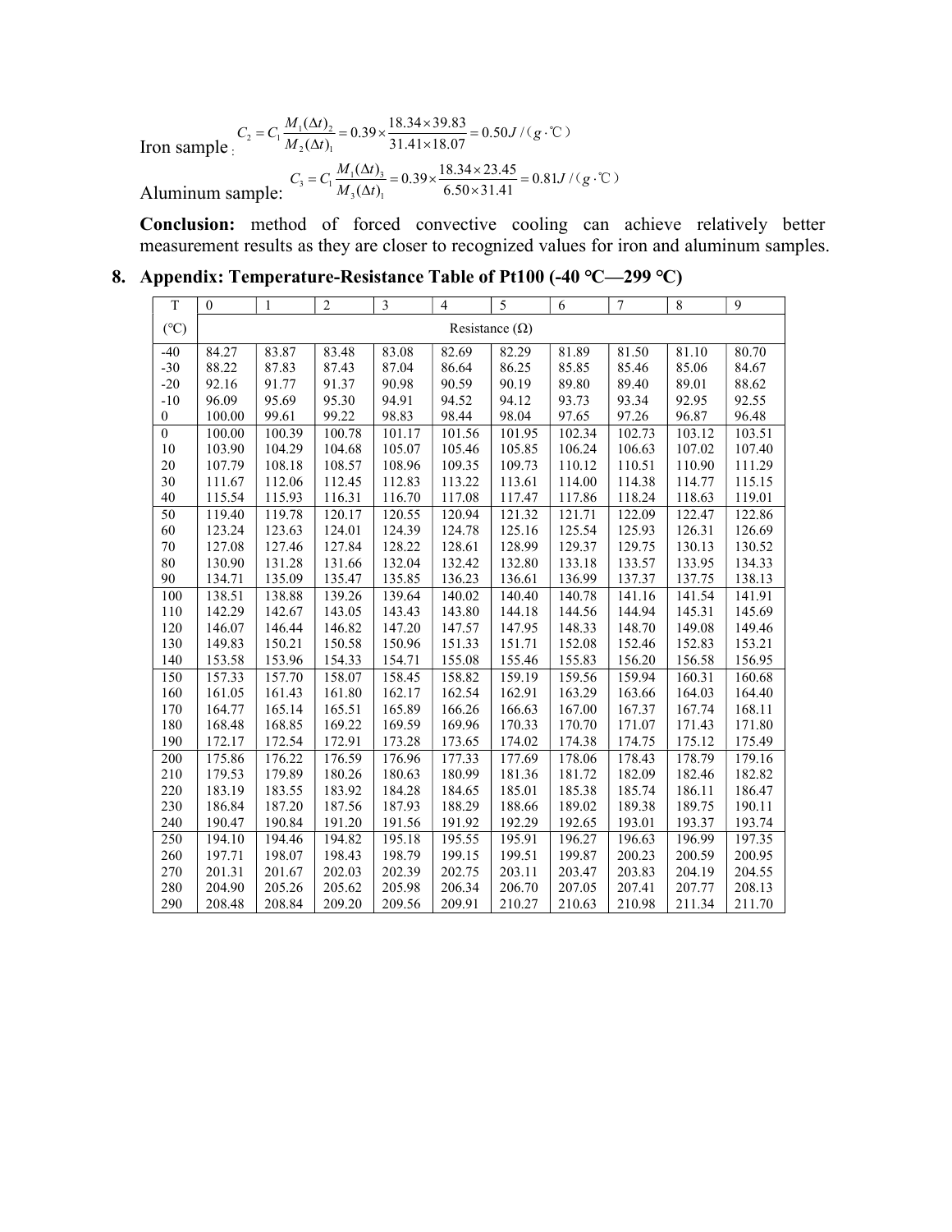Iron sample: $C_2 = C_1 \dfrac{M_1(\Delta t)_2}{M_2(\Delta t)_1} = 0.39 \times \dfrac{18.34 \times 39.83}{31.41 \times 18.07} = 0.50 J/(g \cdot ℃)$

Aluminum sample: $C_3 = C_1 \dfrac{M_1(\Delta t)_3}{M_3(\Delta t)_1} = 0.39 \times \dfrac{18.34 \times 23.45}{6.50 \times 31.41} = 0.81 J/(g \cdot ℃)$

**Conclusion:** method of forced convective cooling can achieve relatively better measurement results as they are closer to recognized values for iron and aluminum samples.

## 8. Appendix: Temperature-Resistance Table of Pt100 (-40 ℃—299 ℃)

| T | 0 | 1 | 2 | 3 | 4 | 5 | 6 | 7 | 8 | 9 |
|---|---|---|---|---|---|---|---|---|---|---|
| (°C) | Resistance (Ω) | | | | | | | | | |
| -40 | 84.27 | 83.87 | 83.48 | 83.08 | 82.69 | 82.29 | 81.89 | 81.50 | 81.10 | 80.70 |
| -30 | 88.22 | 87.83 | 87.43 | 87.04 | 86.64 | 86.25 | 85.85 | 85.46 | 85.06 | 84.67 |
| -20 | 92.16 | 91.77 | 91.37 | 90.98 | 90.59 | 90.19 | 89.80 | 89.40 | 89.01 | 88.62 |
| -10 | 96.09 | 95.69 | 95.30 | 94.91 | 94.52 | 94.12 | 93.73 | 93.34 | 92.95 | 92.55 |
| 0 | 100.00 | 99.61 | 99.22 | 98.83 | 98.44 | 98.04 | 97.65 | 97.26 | 96.87 | 96.48 |
| 0 | 100.00 | 100.39 | 100.78 | 101.17 | 101.56 | 101.95 | 102.34 | 102.73 | 103.12 | 103.51 |
| 10 | 103.90 | 104.29 | 104.68 | 105.07 | 105.46 | 105.85 | 106.24 | 106.63 | 107.02 | 107.40 |
| 20 | 107.79 | 108.18 | 108.57 | 108.96 | 109.35 | 109.73 | 110.12 | 110.51 | 110.90 | 111.29 |
| 30 | 111.67 | 112.06 | 112.45 | 112.83 | 113.22 | 113.61 | 114.00 | 114.38 | 114.77 | 115.15 |
| 40 | 115.54 | 115.93 | 116.31 | 116.70 | 117.08 | 117.47 | 117.86 | 118.24 | 118.63 | 119.01 |
| 50 | 119.40 | 119.78 | 120.17 | 120.55 | 120.94 | 121.32 | 121.71 | 122.09 | 122.47 | 122.86 |
| 60 | 123.24 | 123.63 | 124.01 | 124.39 | 124.78 | 125.16 | 125.54 | 125.93 | 126.31 | 126.69 |
| 70 | 127.08 | 127.46 | 127.84 | 128.22 | 128.61 | 128.99 | 129.37 | 129.75 | 130.13 | 130.52 |
| 80 | 130.90 | 131.28 | 131.66 | 132.04 | 132.42 | 132.80 | 133.18 | 133.57 | 133.95 | 134.33 |
| 90 | 134.71 | 135.09 | 135.47 | 135.85 | 136.23 | 136.61 | 136.99 | 137.37 | 137.75 | 138.13 |
| 100 | 138.51 | 138.88 | 139.26 | 139.64 | 140.02 | 140.40 | 140.78 | 141.16 | 141.54 | 141.91 |
| 110 | 142.29 | 142.67 | 143.05 | 143.43 | 143.80 | 144.18 | 144.56 | 144.94 | 145.31 | 145.69 |
| 120 | 146.07 | 146.44 | 146.82 | 147.20 | 147.57 | 147.95 | 148.33 | 148.70 | 149.08 | 149.46 |
| 130 | 149.83 | 150.21 | 150.58 | 150.96 | 151.33 | 151.71 | 152.08 | 152.46 | 152.83 | 153.21 |
| 140 | 153.58 | 153.96 | 154.33 | 154.71 | 155.08 | 155.46 | 155.83 | 156.20 | 156.58 | 156.95 |
| 150 | 157.33 | 157.70 | 158.07 | 158.45 | 158.82 | 159.19 | 159.56 | 159.94 | 160.31 | 160.68 |
| 160 | 161.05 | 161.43 | 161.80 | 162.17 | 162.54 | 162.91 | 163.29 | 163.66 | 164.03 | 164.40 |
| 170 | 164.77 | 165.14 | 165.51 | 165.89 | 166.26 | 166.63 | 167.00 | 167.37 | 167.74 | 168.11 |
| 180 | 168.48 | 168.85 | 169.22 | 169.59 | 169.96 | 170.33 | 170.70 | 171.07 | 171.43 | 171.80 |
| 190 | 172.17 | 172.54 | 172.91 | 173.28 | 173.65 | 174.02 | 174.38 | 174.75 | 175.12 | 175.49 |
| 200 | 175.86 | 176.22 | 176.59 | 176.96 | 177.33 | 177.69 | 178.06 | 178.43 | 178.79 | 179.16 |
| 210 | 179.53 | 179.89 | 180.26 | 180.63 | 180.99 | 181.36 | 181.72 | 182.09 | 182.46 | 182.82 |
| 220 | 183.19 | 183.55 | 183.92 | 184.28 | 184.65 | 185.01 | 185.38 | 185.74 | 186.11 | 186.47 |
| 230 | 186.84 | 187.20 | 187.56 | 187.93 | 188.29 | 188.66 | 189.02 | 189.38 | 189.75 | 190.11 |
| 240 | 190.47 | 190.84 | 191.20 | 191.56 | 191.92 | 192.29 | 192.65 | 193.01 | 193.37 | 193.74 |
| 250 | 194.10 | 194.46 | 194.82 | 195.18 | 195.55 | 195.91 | 196.27 | 196.63 | 196.99 | 197.35 |
| 260 | 197.71 | 198.07 | 198.43 | 198.79 | 199.15 | 199.51 | 199.87 | 200.23 | 200.59 | 200.95 |
| 270 | 201.31 | 201.67 | 202.03 | 202.39 | 202.75 | 203.11 | 203.47 | 203.83 | 204.19 | 204.55 |
| 280 | 204.90 | 205.26 | 205.62 | 205.98 | 206.34 | 206.70 | 207.05 | 207.41 | 207.77 | 208.13 |
| 290 | 208.48 | 208.84 | 209.20 | 209.56 | 209.91 | 210.27 | 210.63 | 210.98 | 211.34 | 211.70 |